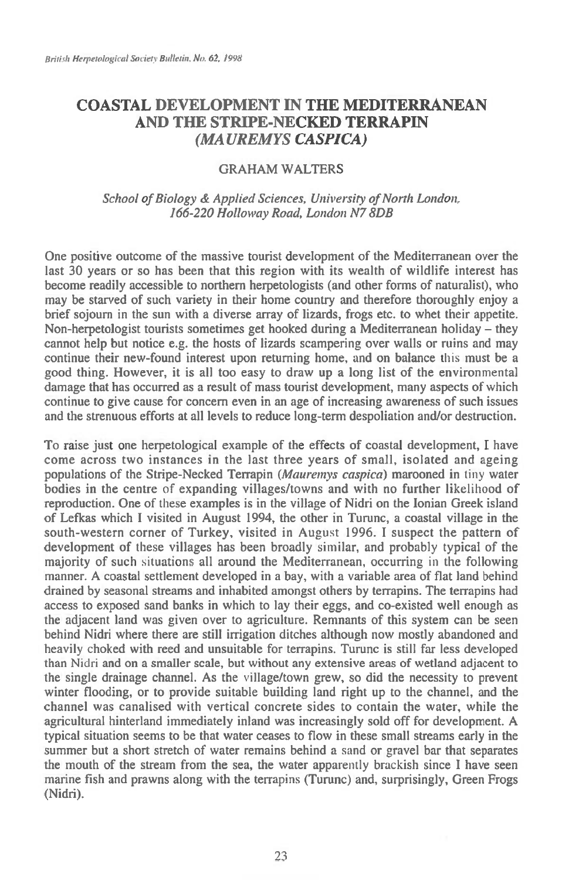# COASTAL DEVELOPMENT IN THE MEDITERRANEAN AND THE STRIPE-NECKED TERRAPIN (*MAUREMYS CASPICA*)

GRAHAM WALTERS

*School of Biology & Applied Sciences, University of North London, 166-220 Holloway Road, London N7 8DB*

One positive outcome of the massive tourist development of the Mediterranean over the last 30 years or so has been that this region with its wealth of wildlife interest has become readily accessible to northern herpetologists (and other forms of naturalist), who may be starved of such variety in their home country and therefore thoroughly enjoy a brief sojourn in the sun with a diverse array of lizards, frogs etc. to whet their appetite. Non-herpetologist tourists sometimes get hooked during a Mediterranean holiday – they cannot help but notice e.g. the hosts of lizards scampering over walls or ruins and may continue their new-found interest upon returning home, and on balance this must be a good thing. However, it is all too easy to draw up a long list of the environmental damage that has occurred as a result of mass tourist development, many aspects of which continue to give cause for concern even in an age of increasing awareness of such issues and the strenuous efforts at all levels to reduce long-term despoliation and/or destruction.

To raise just one herpetological example of the effects of coastal development, I have come across two instances in the last three years of small, isolated and ageing populations of the Stripe-Necked Terrapin (*Mauremys caspica*) marooned in tiny water bodies in the centre of expanding villages/towns and with no further likelihood of reproduction. One of these examples is in the village of Nidri on the Ionian Greek island of Lefkas which I visited in August 1994, the other in Turunc, a coastal village in the south-western corner of Turkey, visited in August 1996. I suspect the pattern of development of these villages has been broadly similar, and probably typical of the majority of such situations all around the Mediterranean, occurring in the following manner. A coastal settlement developed in a bay, with a variable area of flat land behind drained by seasonal streams and inhabited amongst others by terrapins. The terrapins had access to exposed sand banks in which to lay their eggs, and co-existed well enough as the adjacent land was given over to agriculture. Remnants of this system can be seen behind Nidri where there are still irrigation ditches although now mostly abandoned and heavily choked with reed and unsuitable for terrapins. Turunc is still far less developed than Nidri and on a smaller scale, but without any extensive areas of wetland adjacent to the single drainage channel. As the village/town grew, so did the necessity to prevent winter flooding, or to provide suitable building land right up to the channel, and the channel was canalised with vertical concrete sides to contain the water, while the agricultural hinterland immediately inland was increasingly sold off for development. A typical situation seems to be that water ceases to flow in these small streams early in the summer but a short stretch of water remains behind a sand or gravel bar that separates the mouth of the stream from the sea, the water apparently brackish since I have seen marine fish and prawns along with the terrapins (Turunc) and, surprisingly, Green Frogs (Nidri).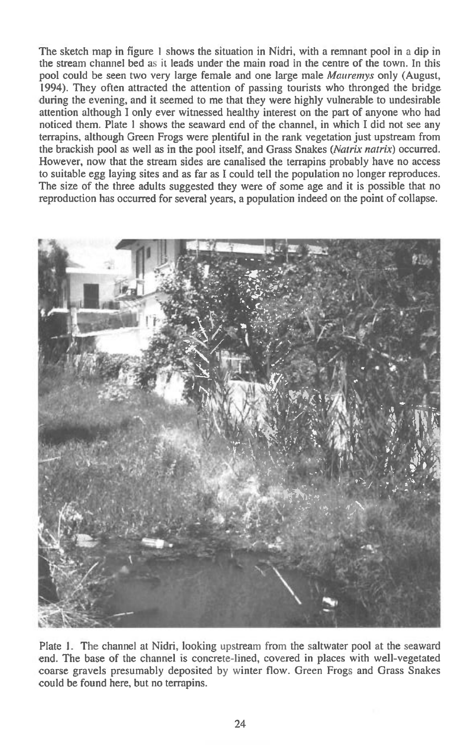The sketch map in figure 1 shows the situation in Nidri, with a remnant pool in a dip in the stream channel bed as it leads under the main road in the centre of the town. In this pool could be seen two very large female and one large male *Mauremys* only (August, 1994). They often attracted the attention of passing tourists who thronged the bridge during the evening, and it seemed to me that they were highly vulnerable to undesirable attention although I only ever witnessed healthy interest on the part of anyone who had noticed them. Plate 1 shows the seaward end of the channel, in which I did not see any terrapins, although Green Frogs were plentiful in the rank vegetation just upstream from the brackish pool as well as in the pool itself, and Grass Snakes (*Natrix natrix*) occurred. However, now that the stream sides are canalised the terrapins probably have no access to suitable egg laying sites and as far as I could tell the population no longer reproduces. The size of the three adults suggested they were of some age and it is possible that no reproduction has occurred for several years, a population indeed on the point of collapse.

Plate 1. The channel at Nidri, looking upstream from the saltwater pool at the seaward end. The base of the channel is concrete-lined, covered in places with well-vegetated coarse gravels presumably deposited by winter flow. Green Frogs and Grass Snakes could be found here, but no terrapins.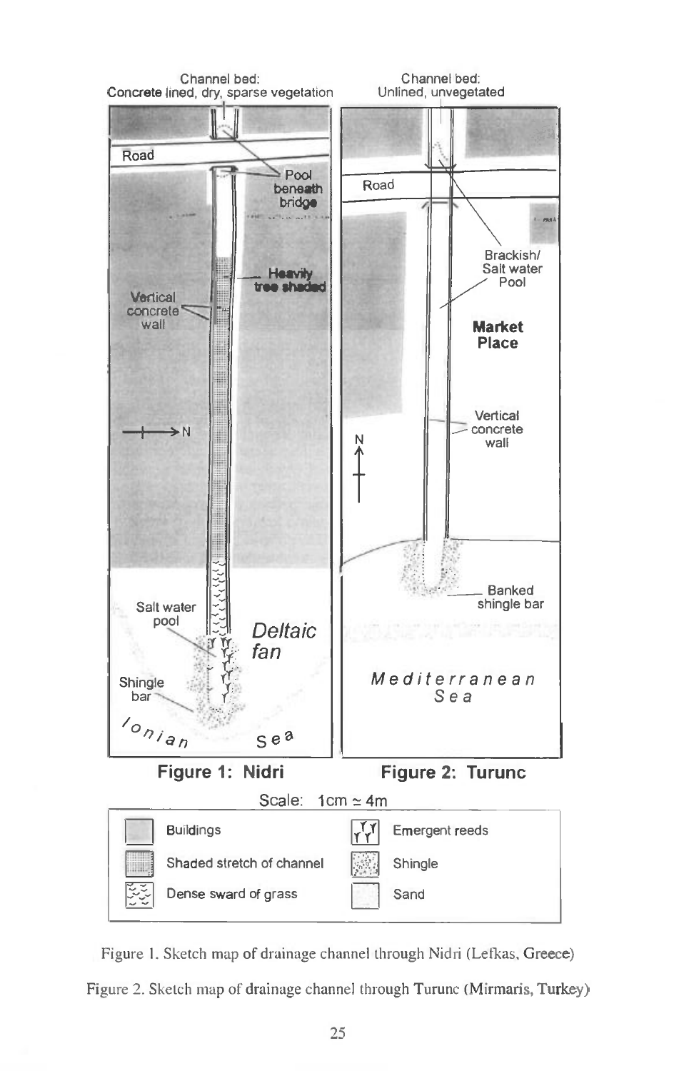Figure 1. Sketch map of drainage channel through Nidri (Lefkas, Greece)

Figure 2. Sketch map of drainage channel through Turunc (Mirmaris, Turkey)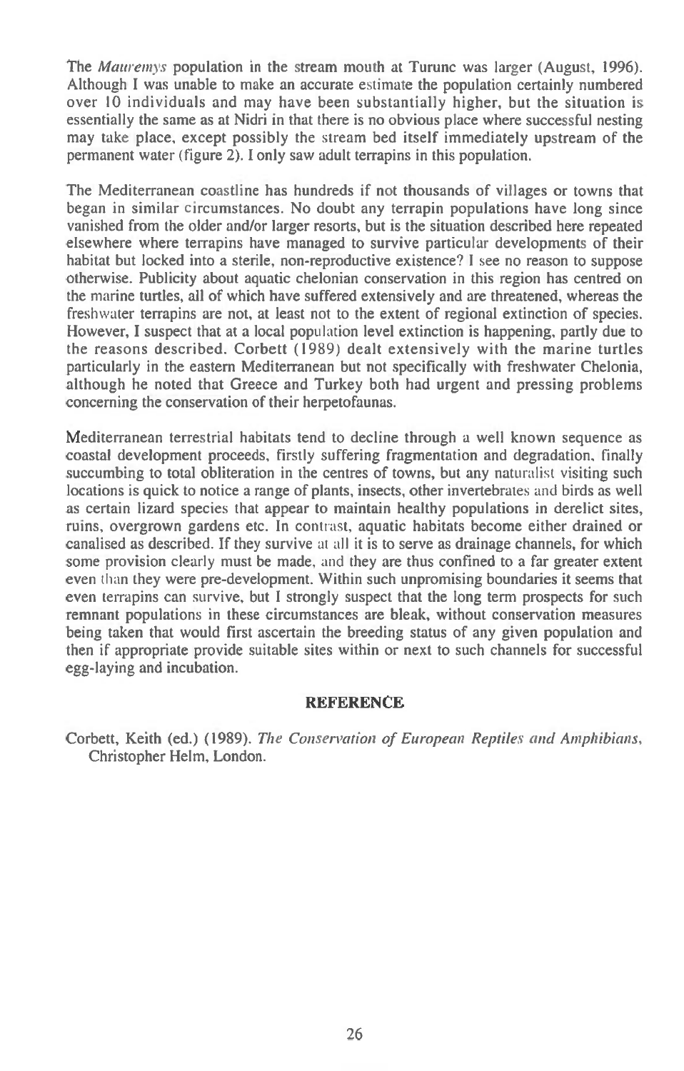The *Mauremys* population in the stream mouth at Turunc was larger (August, 1996). Although I was unable to make an accurate estimate the population certainly numbered over 10 individuals and may have been substantially higher, but the situation is essentially the same as at Nidri in that there is no obvious place where successful nesting may take place, except possibly the stream bed itself immediately upstream of the permanent water (figure 2). I only saw adult terrapins in this population.

The Mediterranean coastline has hundreds if not thousands of villages or towns that began in similar circumstances. No doubt any terrapin populations have long since vanished from the older and/or larger resorts, but is the situation described here repeated elsewhere where terrapins have managed to survive particular developments of their habitat but locked into a sterile, non-reproductive existence? I see no reason to suppose otherwise. Publicity about aquatic chelonian conservation in this region has centred on the marine turtles, all of which have suffered extensively and are threatened, whereas the freshwater terrapins are not, at least not to the extent of regional extinction of species. However, I suspect that at a local population level extinction is happening, partly due to the reasons described. Corbett (1989) dealt extensively with the marine turtles particularly in the eastern Mediterranean but not specifically with freshwater Chelonia, although he noted that Greece and Turkey both had urgent and pressing problems concerning the conservation of their herpetofaunas.

Mediterranean terrestrial habitats tend to decline through a well known sequence as coastal development proceeds, firstly suffering fragmentation and degradation, finally succumbing to total obliteration in the centres of towns, but any naturalist visiting such locations is quick to notice a range of plants, insects, other invertebrates and birds as well as certain lizard species that appear to maintain healthy populations in derelict sites, ruins, overgrown gardens etc. In contrast, aquatic habitats become either drained or canalised as described. If they survive at all it is to serve as drainage channels, for which some provision clearly must be made, and they are thus confined to a far greater extent even than they were pre-development. Within such unpromising boundaries it seems that even terrapins can survive, but I strongly suspect that the long term prospects for such remnant populations in these circumstances are bleak, without conservation measures being taken that would first ascertain the breeding status of any given population and then if appropriate provide suitable sites within or next to such channels for successful egg-laying and incubation.

## REFERENCE

Corbett, Keith (ed.) (1989). *The Conservation of European Reptiles and Amphibians*, Christopher Helm, London.